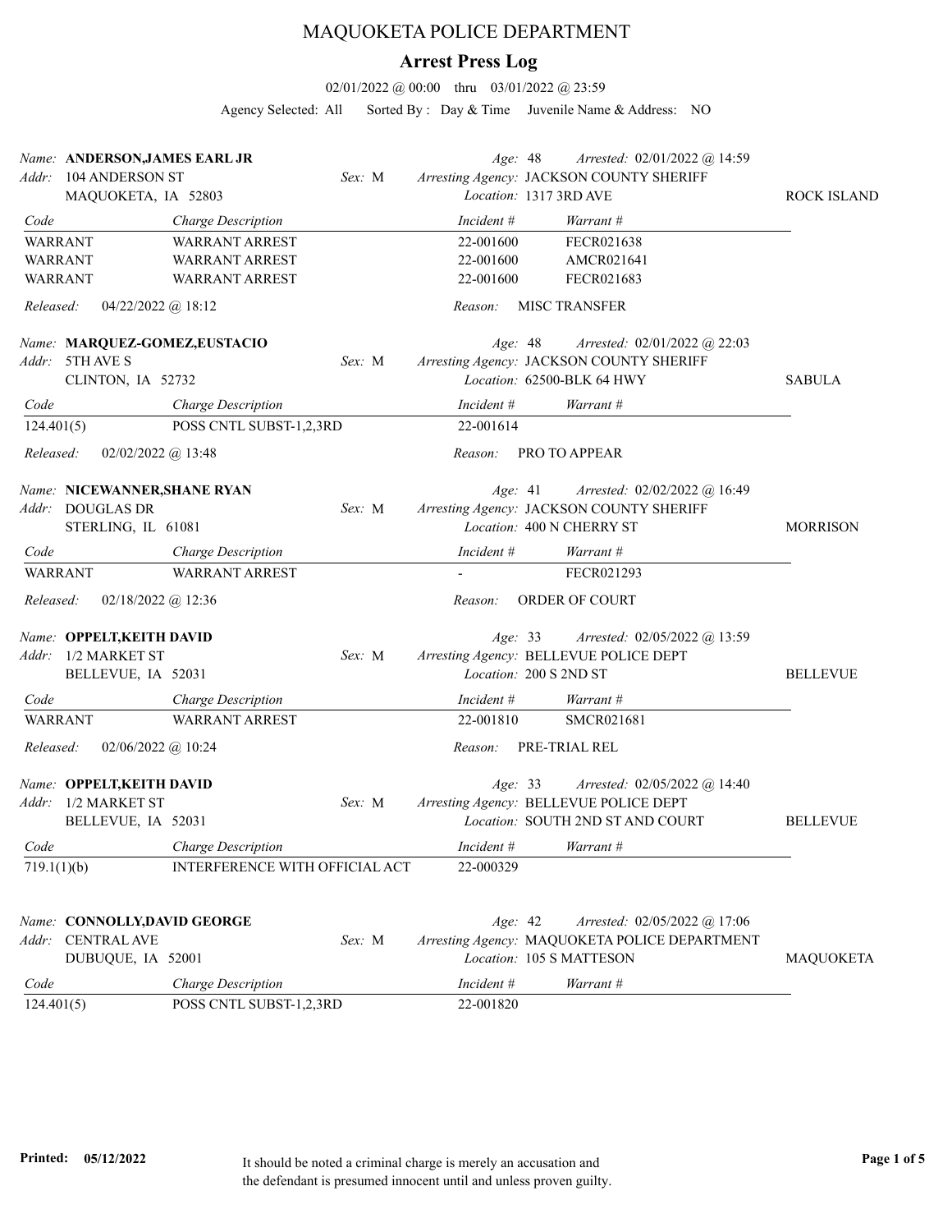# MAQUOKETA POLICE DEPARTMENT

## Arrest Press Log

02/01/2022 @ 00:00 thru 03/01/2022 @ 23:59

Agency Selected: All    Sorted By : Day & Time    Juvenile Name & Address: NO

---

*Name:* **ANDERSON,JAMES EARL JR**    *Age:* 48    *Arrested:* 02/01/2022 @ 14:59
*Addr:* 104 ANDERSON ST    *Sex:* M    *Arresting Agency:* JACKSON COUNTY SHERIFF
MAQUOKETA, IA 52803    *Location:* 1317 3RD AVE    ROCK ISLAND

| Code | Charge Description | Incident # | Warrant # |
|---|---|---|---|
| WARRANT | WARRANT ARREST | 22-001600 | FECR021638 |
| WARRANT | WARRANT ARREST | 22-001600 | AMCR021641 |
| WARRANT | WARRANT ARREST | 22-001600 | FECR021683 |

*Released:* 04/22/2022 @ 18:12    *Reason:* MISC TRANSFER

---

*Name:* **MARQUEZ-GOMEZ,EUSTACIO**    *Age:* 48    *Arrested:* 02/01/2022 @ 22:03
*Addr:* 5TH AVE S    *Sex:* M    *Arresting Agency:* JACKSON COUNTY SHERIFF
CLINTON, IA 52732    *Location:* 62500-BLK 64 HWY    SABULA

| Code | Charge Description | Incident # | Warrant # |
|---|---|---|---|
| 124.401(5) | POSS CNTL SUBST-1,2,3RD | 22-001614 | |

*Released:* 02/02/2022 @ 13:48    *Reason:* PRO TO APPEAR

---

*Name:* **NICEWANNER,SHANE RYAN**    *Age:* 41    *Arrested:* 02/02/2022 @ 16:49
*Addr:* DOUGLAS DR    *Sex:* M    *Arresting Agency:* JACKSON COUNTY SHERIFF
STERLING, IL 61081    *Location:* 400 N CHERRY ST    MORRISON

| Code | Charge Description | Incident # | Warrant # |
|---|---|---|---|
| WARRANT | WARRANT ARREST | - | FECR021293 |

*Released:* 02/18/2022 @ 12:36    *Reason:* ORDER OF COURT

---

*Name:* **OPPELT,KEITH DAVID**    *Age:* 33    *Arrested:* 02/05/2022 @ 13:59
*Addr:* 1/2 MARKET ST    *Sex:* M    *Arresting Agency:* BELLEVUE POLICE DEPT
BELLEVUE, IA 52031    *Location:* 200 S 2ND ST    BELLEVUE

| Code | Charge Description | Incident # | Warrant # |
|---|---|---|---|
| WARRANT | WARRANT ARREST | 22-001810 | SMCR021681 |

*Released:* 02/06/2022 @ 10:24    *Reason:* PRE-TRIAL REL

---

*Name:* **OPPELT,KEITH DAVID**    *Age:* 33    *Arrested:* 02/05/2022 @ 14:40
*Addr:* 1/2 MARKET ST    *Sex:* M    *Arresting Agency:* BELLEVUE POLICE DEPT
BELLEVUE, IA 52031    *Location:* SOUTH 2ND ST AND COURT    BELLEVUE

| Code | Charge Description | Incident # | Warrant # |
|---|---|---|---|
| 719.1(1)(b) | INTERFERENCE WITH OFFICIAL ACT | 22-000329 | |

---

*Name:* **CONNOLLY,DAVID GEORGE**    *Age:* 42    *Arrested:* 02/05/2022 @ 17:06
*Addr:* CENTRAL AVE    *Sex:* M    *Arresting Agency:* MAQUOKETA POLICE DEPARTMENT
DUBUQUE, IA 52001    *Location:* 105 S MATTESON    MAQUOKETA

| Code | Charge Description | Incident # | Warrant # |
|---|---|---|---|
| 124.401(5) | POSS CNTL SUBST-1,2,3RD | 22-001820 | |

---

**Printed:** 05/12/2022

It should be noted a criminal charge is merely an accusation and the defendant is presumed innocent until and unless proven guilty.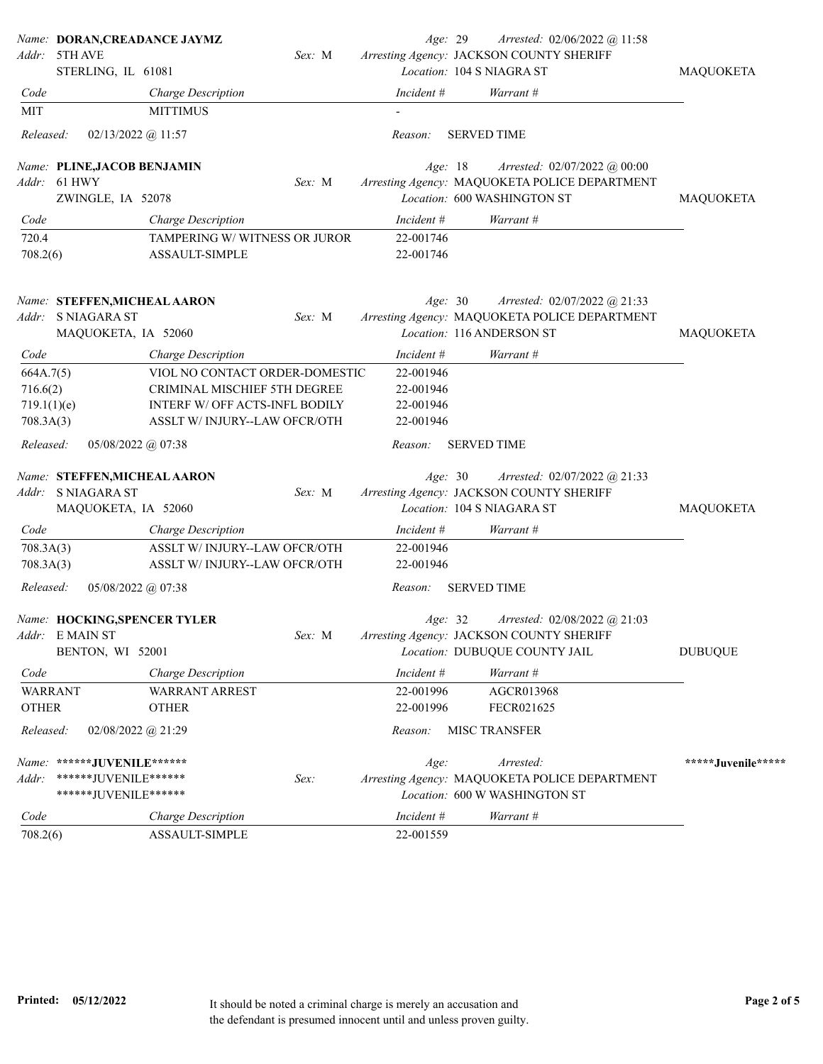**Name:** DORAN,CREADANCE JAYMZ | **Age:** 29 | **Arrested:** 02/06/2022 @ 11:58
**Addr:** 5TH AVE, STERLING, IL 61081 | **Sex:** M
**Arresting Agency:** JACKSON COUNTY SHERIFF
**Location:** 104 S NIAGRA ST | MAQUOKETA

| Code | Charge Description | Incident # | Warrant # |
|---|---|---|---|
| MIT | MITTIMUS | - | |

**Released:** 02/13/2022 @ 11:57 | **Reason:** SERVED TIME

---

**Name:** PLINE,JACOB BENJAMIN | **Age:** 18 | **Arrested:** 02/07/2022 @ 00:00
**Addr:** 61 HWY, ZWINGLE, IA 52078 | **Sex:** M
**Arresting Agency:** MAQUOKETA POLICE DEPARTMENT
**Location:** 600 WASHINGTON ST | MAQUOKETA

| Code | Charge Description | Incident # | Warrant # |
|---|---|---|---|
| 720.4 | TAMPERING W/ WITNESS OR JUROR | 22-001746 | |
| 708.2(6) | ASSAULT-SIMPLE | 22-001746 | |

---

**Name:** STEFFEN,MICHEAL AARON | **Age:** 30 | **Arrested:** 02/07/2022 @ 21:33
**Addr:** S NIAGARA ST, MAQUOKETA, IA 52060 | **Sex:** M
**Arresting Agency:** MAQUOKETA POLICE DEPARTMENT
**Location:** 116 ANDERSON ST | MAQUOKETA

| Code | Charge Description | Incident # | Warrant # |
|---|---|---|---|
| 664A.7(5) | VIOL NO CONTACT ORDER-DOMESTIC | 22-001946 | |
| 716.6(2) | CRIMINAL MISCHIEF 5TH DEGREE | 22-001946 | |
| 719.1(1)(e) | INTERF W/ OFF ACTS-INFL BODILY | 22-001946 | |
| 708.3A(3) | ASSLT W/ INJURY--LAW OFCR/OTH | 22-001946 | |

**Released:** 05/08/2022 @ 07:38 | **Reason:** SERVED TIME

---

**Name:** STEFFEN,MICHEAL AARON | **Age:** 30 | **Arrested:** 02/07/2022 @ 21:33
**Addr:** S NIAGARA ST, MAQUOKETA, IA 52060 | **Sex:** M
**Arresting Agency:** JACKSON COUNTY SHERIFF
**Location:** 104 S NIAGARA ST | MAQUOKETA

| Code | Charge Description | Incident # | Warrant # |
|---|---|---|---|
| 708.3A(3) | ASSLT W/ INJURY--LAW OFCR/OTH | 22-001946 | |
| 708.3A(3) | ASSLT W/ INJURY--LAW OFCR/OTH | 22-001946 | |

**Released:** 05/08/2022 @ 07:38 | **Reason:** SERVED TIME

---

**Name:** HOCKING,SPENCER TYLER | **Age:** 32 | **Arrested:** 02/08/2022 @ 21:03
**Addr:** E MAIN ST, BENTON, WI 52001 | **Sex:** M
**Arresting Agency:** JACKSON COUNTY SHERIFF
**Location:** DUBUQUE COUNTY JAIL | DUBUQUE

| Code | Charge Description | Incident # | Warrant # |
|---|---|---|---|
| WARRANT | WARRANT ARREST | 22-001996 | AGCR013968 |
| OTHER | OTHER | 22-001996 | FECR021625 |

**Released:** 02/08/2022 @ 21:29 | **Reason:** MISC TRANSFER

---

**Name:** ******JUVENILE****** | **Age:** | **Arrested:** | *****Juvenile*****
**Addr:** ******JUVENILE******, ******JUVENILE****** | **Sex:**
**Arresting Agency:** MAQUOKETA POLICE DEPARTMENT
**Location:** 600 W WASHINGTON ST

| Code | Charge Description | Incident # | Warrant # |
|---|---|---|---|
| 708.2(6) | ASSAULT-SIMPLE | 22-001559 | |

---

**Printed:** 05/12/2022

It should be noted a criminal charge is merely an accusation and the defendant is presumed innocent until and unless proven guilty.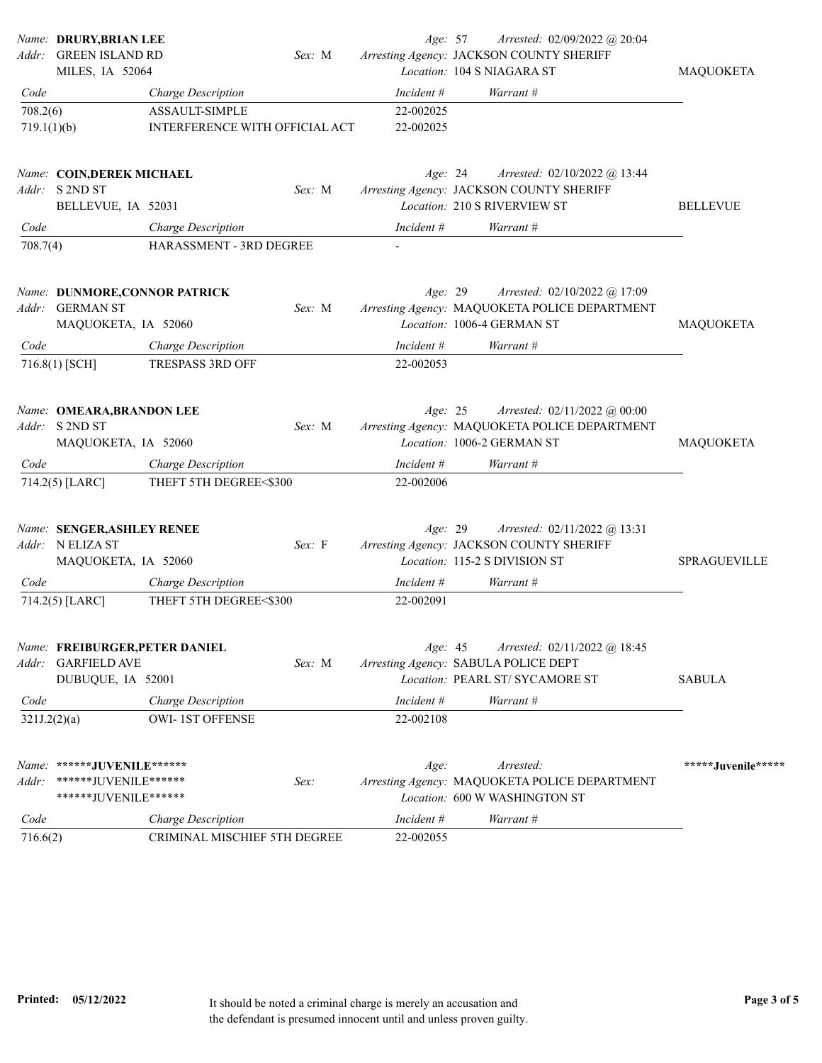Name: **DRURY,BRIAN LEE**
Addr: GREEN ISLAND RD
MILES, IA 52064
Sex: M
Age: 57
Arrested: 02/09/2022 @ 20:04
Arresting Agency: JACKSON COUNTY SHERIFF
Location: 104 S NIAGARA ST
MAQUOKETA

| Code | Charge Description | Incident # | Warrant # |
|---|---|---|---|
| 708.2(6) | ASSAULT-SIMPLE | 22-002025 | |
| 719.1(1)(b) | INTERFERENCE WITH OFFICIAL ACT | 22-002025 | |

Name: **COIN,DEREK MICHAEL**
Addr: S 2ND ST
BELLEVUE, IA 52031
Sex: M
Age: 24
Arrested: 02/10/2022 @ 13:44
Arresting Agency: JACKSON COUNTY SHERIFF
Location: 210 S RIVERVIEW ST
BELLEVUE

| Code | Charge Description | Incident # | Warrant # |
|---|---|---|---|
| 708.7(4) | HARASSMENT - 3RD DEGREE | - | |

Name: **DUNMORE,CONNOR PATRICK**
Addr: GERMAN ST
MAQUOKETA, IA 52060
Sex: M
Age: 29
Arrested: 02/10/2022 @ 17:09
Arresting Agency: MAQUOKETA POLICE DEPARTMENT
Location: 1006-4 GERMAN ST
MAQUOKETA

| Code | Charge Description | Incident # | Warrant # |
|---|---|---|---|
| 716.8(1) [SCH] | TRESPASS 3RD OFF | 22-002053 | |

Name: **OMEARA,BRANDON LEE**
Addr: S 2ND ST
MAQUOKETA, IA 52060
Sex: M
Age: 25
Arrested: 02/11/2022 @ 00:00
Arresting Agency: MAQUOKETA POLICE DEPARTMENT
Location: 1006-2 GERMAN ST
MAQUOKETA

| Code | Charge Description | Incident # | Warrant # |
|---|---|---|---|
| 714.2(5) [LARC] | THEFT 5TH DEGREE<$300 | 22-002006 | |

Name: **SENGER,ASHLEY RENEE**
Addr: N ELIZA ST
MAQUOKETA, IA 52060
Sex: F
Age: 29
Arrested: 02/11/2022 @ 13:31
Arresting Agency: JACKSON COUNTY SHERIFF
Location: 115-2 S DIVISION ST
SPRAGUEVILLE

| Code | Charge Description | Incident # | Warrant # |
|---|---|---|---|
| 714.2(5) [LARC] | THEFT 5TH DEGREE<$300 | 22-002091 | |

Name: **FREIBURGER,PETER DANIEL**
Addr: GARFIELD AVE
DUBUQUE, IA 52001
Sex: M
Age: 45
Arrested: 02/11/2022 @ 18:45
Arresting Agency: SABULA POLICE DEPT
Location: PEARL ST/ SYCAMORE ST
SABULA

| Code | Charge Description | Incident # | Warrant # |
|---|---|---|---|
| 321J.2(2)(a) | OWI- 1ST OFFENSE | 22-002108 | |

Name: **\*\*\*\*\*\*JUVENILE\*\*\*\*\*\***
Addr: \*\*\*\*\*\*JUVENILE\*\*\*\*\*\*
\*\*\*\*\*\*JUVENILE\*\*\*\*\*\*
Sex:
Age:
Arrested:
Arresting Agency: MAQUOKETA POLICE DEPARTMENT
Location: 600 W WASHINGTON ST
**\*\*\*\*\*Juvenile\*\*\*\*\***

| Code | Charge Description | Incident # | Warrant # |
|---|---|---|---|
| 716.6(2) | CRIMINAL MISCHIEF 5TH DEGREE | 22-002055 | |

**Printed: 05/12/2022**

It should be noted a criminal charge is merely an accusation and the defendant is presumed innocent until and unless proven guilty.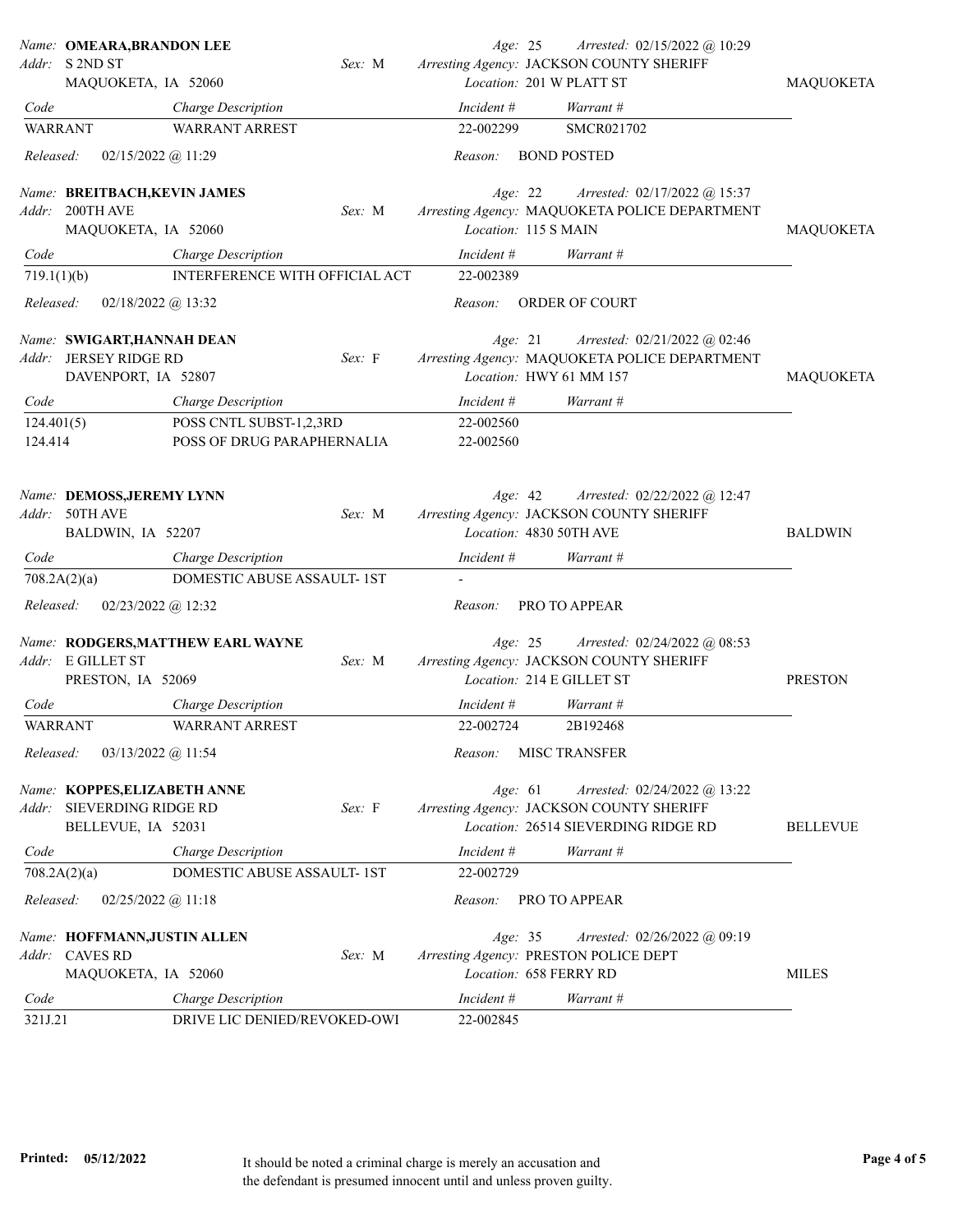**Name:** OMEARA,BRANDON LEE
**Addr:** S 2ND ST, MAQUOKETA, IA 52060
**Sex:** M
**Age:** 25
**Arrested:** 02/15/2022 @ 10:29
**Arresting Agency:** JACKSON COUNTY SHERIFF
**Location:** 201 W PLATT ST — MAQUOKETA

| Code | Charge Description | Incident # | Warrant # |
|---|---|---|---|
| WARRANT | WARRANT ARREST | 22-002299 | SMCR021702 |

**Released:** 02/15/2022 @ 11:29 **Reason:** BOND POSTED

---

**Name:** BREITBACH,KEVIN JAMES
**Addr:** 200TH AVE, MAQUOKETA, IA 52060
**Sex:** M
**Age:** 22
**Arrested:** 02/17/2022 @ 15:37
**Arresting Agency:** MAQUOKETA POLICE DEPARTMENT
**Location:** 115 S MAIN — MAQUOKETA

| Code | Charge Description | Incident # | Warrant # |
|---|---|---|---|
| 719.1(1)(b) | INTERFERENCE WITH OFFICIAL ACT | 22-002389 | |

**Released:** 02/18/2022 @ 13:32 **Reason:** ORDER OF COURT

---

**Name:** SWIGART,HANNAH DEAN
**Addr:** JERSEY RIDGE RD, DAVENPORT, IA 52807
**Sex:** F
**Age:** 21
**Arrested:** 02/21/2022 @ 02:46
**Arresting Agency:** MAQUOKETA POLICE DEPARTMENT
**Location:** HWY 61 MM 157 — MAQUOKETA

| Code | Charge Description | Incident # | Warrant # |
|---|---|---|---|
| 124.401(5) | POSS CNTL SUBST-1,2,3RD | 22-002560 | |
| 124.414 | POSS OF DRUG PARAPHERNALIA | 22-002560 | |

---

**Name:** DEMOSS,JEREMY LYNN
**Addr:** 50TH AVE, BALDWIN, IA 52207
**Sex:** M
**Age:** 42
**Arrested:** 02/22/2022 @ 12:47
**Arresting Agency:** JACKSON COUNTY SHERIFF
**Location:** 4830 50TH AVE — BALDWIN

| Code | Charge Description | Incident # | Warrant # |
|---|---|---|---|
| 708.2A(2)(a) | DOMESTIC ABUSE ASSAULT- 1ST | - | |

**Released:** 02/23/2022 @ 12:32 **Reason:** PRO TO APPEAR

---

**Name:** RODGERS,MATTHEW EARL WAYNE
**Addr:** E GILLET ST, PRESTON, IA 52069
**Sex:** M
**Age:** 25
**Arrested:** 02/24/2022 @ 08:53
**Arresting Agency:** JACKSON COUNTY SHERIFF
**Location:** 214 E GILLET ST — PRESTON

| Code | Charge Description | Incident # | Warrant # |
|---|---|---|---|
| WARRANT | WARRANT ARREST | 22-002724 | 2B192468 |

**Released:** 03/13/2022 @ 11:54 **Reason:** MISC TRANSFER

---

**Name:** KOPPES,ELIZABETH ANNE
**Addr:** SIEVERDING RIDGE RD, BELLEVUE, IA 52031
**Sex:** F
**Age:** 61
**Arrested:** 02/24/2022 @ 13:22
**Arresting Agency:** JACKSON COUNTY SHERIFF
**Location:** 26514 SIEVERDING RIDGE RD — BELLEVUE

| Code | Charge Description | Incident # | Warrant # |
|---|---|---|---|
| 708.2A(2)(a) | DOMESTIC ABUSE ASSAULT- 1ST | 22-002729 | |

**Released:** 02/25/2022 @ 11:18 **Reason:** PRO TO APPEAR

---

**Name:** HOFFMANN,JUSTIN ALLEN
**Addr:** CAVES RD, MAQUOKETA, IA 52060
**Sex:** M
**Age:** 35
**Arrested:** 02/26/2022 @ 09:19
**Arresting Agency:** PRESTON POLICE DEPT
**Location:** 658 FERRY RD — MILES

| Code | Charge Description | Incident # | Warrant # |
|---|---|---|---|
| 321J.21 | DRIVE LIC DENIED/REVOKED-OWI | 22-002845 | |

---

**Printed:** 05/12/2022

It should be noted a criminal charge is merely an accusation and the defendant is presumed innocent until and unless proven guilty.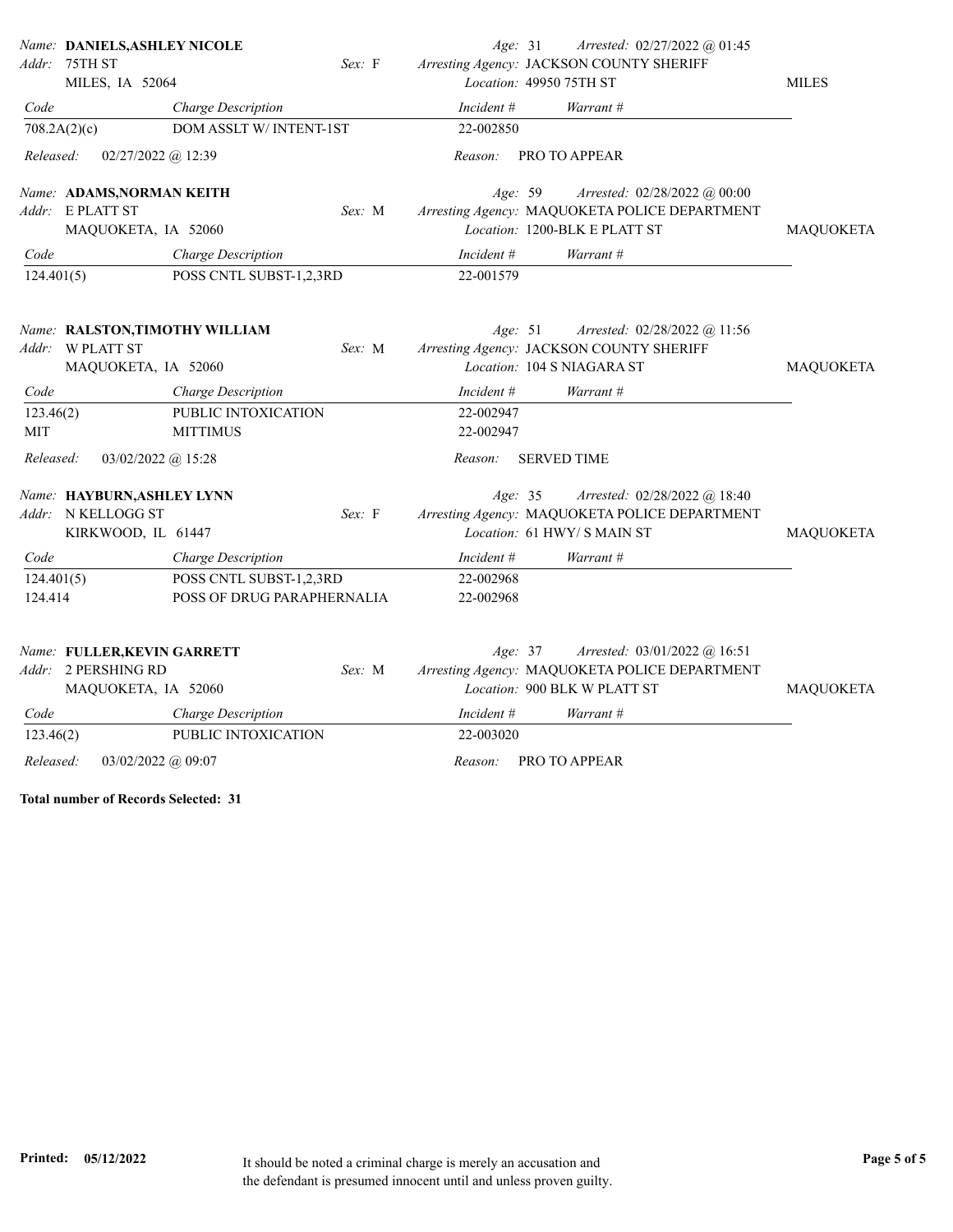Name: **DANIELS,ASHLEY NICOLE**
Addr: 75TH ST
MILES, IA 52064
Sex: F
Age: 31 Arrested: 02/27/2022 @ 01:45
Arresting Agency: JACKSON COUNTY SHERIFF
Location: 49950 75TH ST
MILES

| Code | Charge Description | Incident # | Warrant # |
|---|---|---|---|
| 708.2A(2)(c) | DOM ASSLT W/ INTENT-1ST | 22-002850 | |

Released: 02/27/2022 @ 12:39 Reason: PRO TO APPEAR

Name: **ADAMS,NORMAN KEITH**
Addr: E PLATT ST
MAQUOKETA, IA 52060
Sex: M
Age: 59 Arrested: 02/28/2022 @ 00:00
Arresting Agency: MAQUOKETA POLICE DEPARTMENT
Location: 1200-BLK E PLATT ST
MAQUOKETA

| Code | Charge Description | Incident # | Warrant # |
|---|---|---|---|
| 124.401(5) | POSS CNTL SUBST-1,2,3RD | 22-001579 | |

Name: **RALSTON,TIMOTHY WILLIAM**
Addr: W PLATT ST
MAQUOKETA, IA 52060
Sex: M
Age: 51 Arrested: 02/28/2022 @ 11:56
Arresting Agency: JACKSON COUNTY SHERIFF
Location: 104 S NIAGARA ST
MAQUOKETA

| Code | Charge Description | Incident # | Warrant # |
|---|---|---|---|
| 123.46(2) | PUBLIC INTOXICATION | 22-002947 | |
| MIT | MITTIMUS | 22-002947 | |

Released: 03/02/2022 @ 15:28 Reason: SERVED TIME

Name: **HAYBURN,ASHLEY LYNN**
Addr: N KELLOGG ST
KIRKWOOD, IL 61447
Sex: F
Age: 35 Arrested: 02/28/2022 @ 18:40
Arresting Agency: MAQUOKETA POLICE DEPARTMENT
Location: 61 HWY/ S MAIN ST
MAQUOKETA

| Code | Charge Description | Incident # | Warrant # |
|---|---|---|---|
| 124.401(5) | POSS CNTL SUBST-1,2,3RD | 22-002968 | |
| 124.414 | POSS OF DRUG PARAPHERNALIA | 22-002968 | |

Name: **FULLER,KEVIN GARRETT**
Addr: 2 PERSHING RD
MAQUOKETA, IA 52060
Sex: M
Age: 37 Arrested: 03/01/2022 @ 16:51
Arresting Agency: MAQUOKETA POLICE DEPARTMENT
Location: 900 BLK W PLATT ST
MAQUOKETA

| Code | Charge Description | Incident # | Warrant # |
|---|---|---|---|
| 123.46(2) | PUBLIC INTOXICATION | 22-003020 | |

Released: 03/02/2022 @ 09:07 Reason: PRO TO APPEAR

**Total number of Records Selected: 31**

**Printed: 05/12/2022**

It should be noted a criminal charge is merely an accusation and the defendant is presumed innocent until and unless proven guilty.